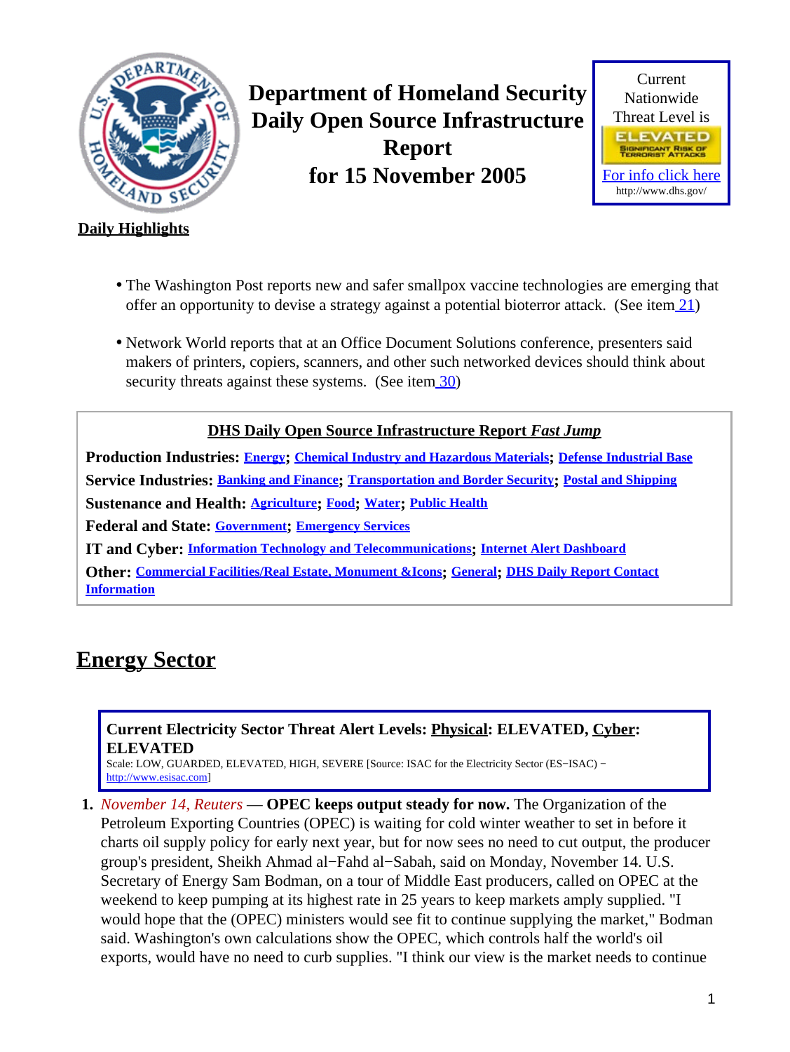# Department of Homeland Security Daily Open Source Infrastructure Report for 15 November 2005

Current Nationwide Threat Level is

ELEVATED

SIGNIFICANT RISK OF TERRORIST ATTACKS

For info click here

http://www.dhs.gov/

**Daily Highlights**

- The Washington Post reports new and safer smallpox vaccine technologies are emerging that offer an opportunity to devise a strategy against a potential bioterror attack. (See item 21)
- Network World reports that at an Office Document Solutions conference, presenters said makers of printers, copiers, scanners, and other such networked devices should think about security threats against these systems. (See item 30)

**DHS Daily Open Source Infrastructure Report *Fast Jump***

**Production Industries:** Energy; Chemical Industry and Hazardous Materials; Defense Industrial Base

**Service Industries:** Banking and Finance; Transportation and Border Security; Postal and Shipping

**Sustenance and Health:** Agriculture; Food; Water; Public Health

**Federal and State:** Government; Emergency Services

**IT and Cyber:** Information Technology and Telecommunications; Internet Alert Dashboard

**Other:** Commercial Facilities/Real Estate, Monument &Icons; General; DHS Daily Report Contact Information

## Energy Sector

**Current Electricity Sector Threat Alert Levels: Physical: ELEVATED, Cyber: ELEVATED**

Scale: LOW, GUARDED, ELEVATED, HIGH, SEVERE [Source: ISAC for the Electricity Sector (ES−ISAC) − http://www.esisac.com]

1. *November 14, Reuters* — **OPEC keeps output steady for now.** The Organization of the Petroleum Exporting Countries (OPEC) is waiting for cold winter weather to set in before it charts oil supply policy for early next year, but for now sees no need to cut output, the producer group's president, Sheikh Ahmad al−Fahd al−Sabah, said on Monday, November 14. U.S. Secretary of Energy Sam Bodman, on a tour of Middle East producers, called on OPEC at the weekend to keep pumping at its highest rate in 25 years to keep markets amply supplied. "I would hope that the (OPEC) ministers would see fit to continue supplying the market," Bodman said. Washington's own calculations show the OPEC, which controls half the world's oil exports, would have no need to curb supplies. "I think our view is the market needs to continue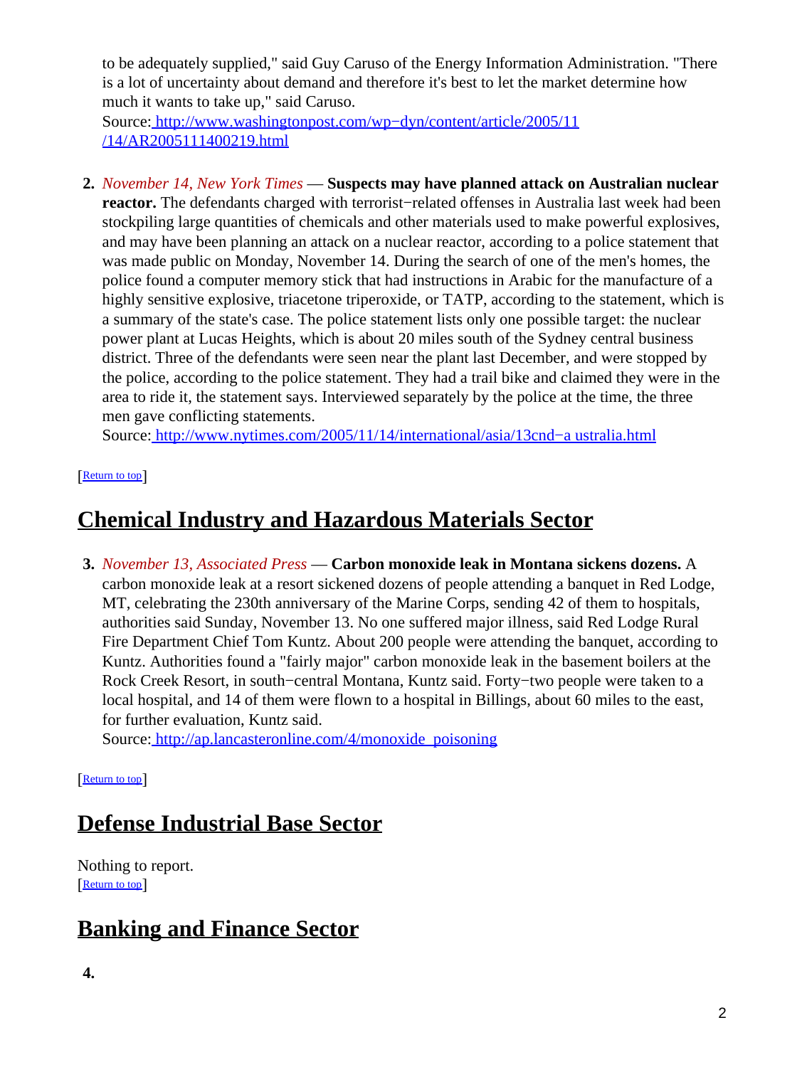to be adequately supplied," said Guy Caruso of the Energy Information Administration. "There is a lot of uncertainty about demand and therefore it's best to let the market determine how much it wants to take up," said Caruso.
Source: http://www.washingtonpost.com/wp−dyn/content/article/2005/11/14/AR2005111400219.html

2. *November 14, New York Times* — **Suspects may have planned attack on Australian nuclear reactor.** The defendants charged with terrorist−related offenses in Australia last week had been stockpiling large quantities of chemicals and other materials used to make powerful explosives, and may have been planning an attack on a nuclear reactor, according to a police statement that was made public on Monday, November 14. During the search of one of the men's homes, the police found a computer memory stick that had instructions in Arabic for the manufacture of a highly sensitive explosive, triacetone triperoxide, or TATP, according to the statement, which is a summary of the state's case. The police statement lists only one possible target: the nuclear power plant at Lucas Heights, which is about 20 miles south of the Sydney central business district. Three of the defendants were seen near the plant last December, and were stopped by the police, according to the police statement. They had a trail bike and claimed they were in the area to ride it, the statement says. Interviewed separately by the police at the time, the three men gave conflicting statements.
Source: http://www.nytimes.com/2005/11/14/international/asia/13cnd−australia.html

[Return to top]

## Chemical Industry and Hazardous Materials Sector

3. *November 13, Associated Press* — **Carbon monoxide leak in Montana sickens dozens.** A carbon monoxide leak at a resort sickened dozens of people attending a banquet in Red Lodge, MT, celebrating the 230th anniversary of the Marine Corps, sending 42 of them to hospitals, authorities said Sunday, November 13. No one suffered major illness, said Red Lodge Rural Fire Department Chief Tom Kuntz. About 200 people were attending the banquet, according to Kuntz. Authorities found a "fairly major" carbon monoxide leak in the basement boilers at the Rock Creek Resort, in south−central Montana, Kuntz said. Forty−two people were taken to a local hospital, and 14 of them were flown to a hospital in Billings, about 60 miles to the east, for further evaluation, Kuntz said.
Source: http://ap.lancasteronline.com/4/monoxide_poisoning

[Return to top]

## Defense Industrial Base Sector

Nothing to report.
[Return to top]

## Banking and Finance Sector

4.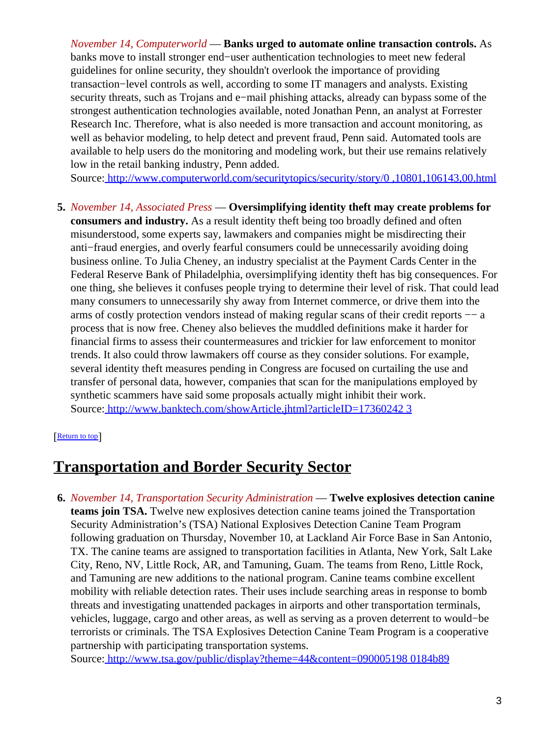*November 14, Computerworld* — **Banks urged to automate online transaction controls.** As banks move to install stronger end−user authentication technologies to meet new federal guidelines for online security, they shouldn't overlook the importance of providing transaction−level controls as well, according to some IT managers and analysts. Existing security threats, such as Trojans and e−mail phishing attacks, already can bypass some of the strongest authentication technologies available, noted Jonathan Penn, an analyst at Forrester Research Inc. Therefore, what is also needed is more transaction and account monitoring, as well as behavior modeling, to help detect and prevent fraud, Penn said. Automated tools are available to help users do the monitoring and modeling work, but their use remains relatively low in the retail banking industry, Penn added.
Source: http://www.computerworld.com/securitytopics/security/story/0,10801,106143,00.html

5. *November 14, Associated Press* — **Oversimplifying identity theft may create problems for consumers and industry.** As a result identity theft being too broadly defined and often misunderstood, some experts say, lawmakers and companies might be misdirecting their anti−fraud energies, and overly fearful consumers could be unnecessarily avoiding doing business online. To Julia Cheney, an industry specialist at the Payment Cards Center in the Federal Reserve Bank of Philadelphia, oversimplifying identity theft has big consequences. For one thing, she believes it confuses people trying to determine their level of risk. That could lead many consumers to unnecessarily shy away from Internet commerce, or drive them into the arms of costly protection vendors instead of making regular scans of their credit reports −− a process that is now free. Cheney also believes the muddled definitions make it harder for financial firms to assess their countermeasures and trickier for law enforcement to monitor trends. It also could throw lawmakers off course as they consider solutions. For example, several identity theft measures pending in Congress are focused on curtailing the use and transfer of personal data, however, companies that scan for the manipulations employed by synthetic scammers have said some proposals actually might inhibit their work.
Source: http://www.banktech.com/showArticle.jhtml?articleID=173602423

[Return to top]

## Transportation and Border Security Sector

6. *November 14, Transportation Security Administration* — **Twelve explosives detection canine teams join TSA.** Twelve new explosives detection canine teams joined the Transportation Security Administration's (TSA) National Explosives Detection Canine Team Program following graduation on Thursday, November 10, at Lackland Air Force Base in San Antonio, TX. The canine teams are assigned to transportation facilities in Atlanta, New York, Salt Lake City, Reno, NV, Little Rock, AR, and Tamuning, Guam. The teams from Reno, Little Rock, and Tamuning are new additions to the national program. Canine teams combine excellent mobility with reliable detection rates. Their uses include searching areas in response to bomb threats and investigating unattended packages in airports and other transportation terminals, vehicles, luggage, cargo and other areas, as well as serving as a proven deterrent to would−be terrorists or criminals. The TSA Explosives Detection Canine Team Program is a cooperative partnership with participating transportation systems.
Source: http://www.tsa.gov/public/display?theme=44&content=0900051980184b89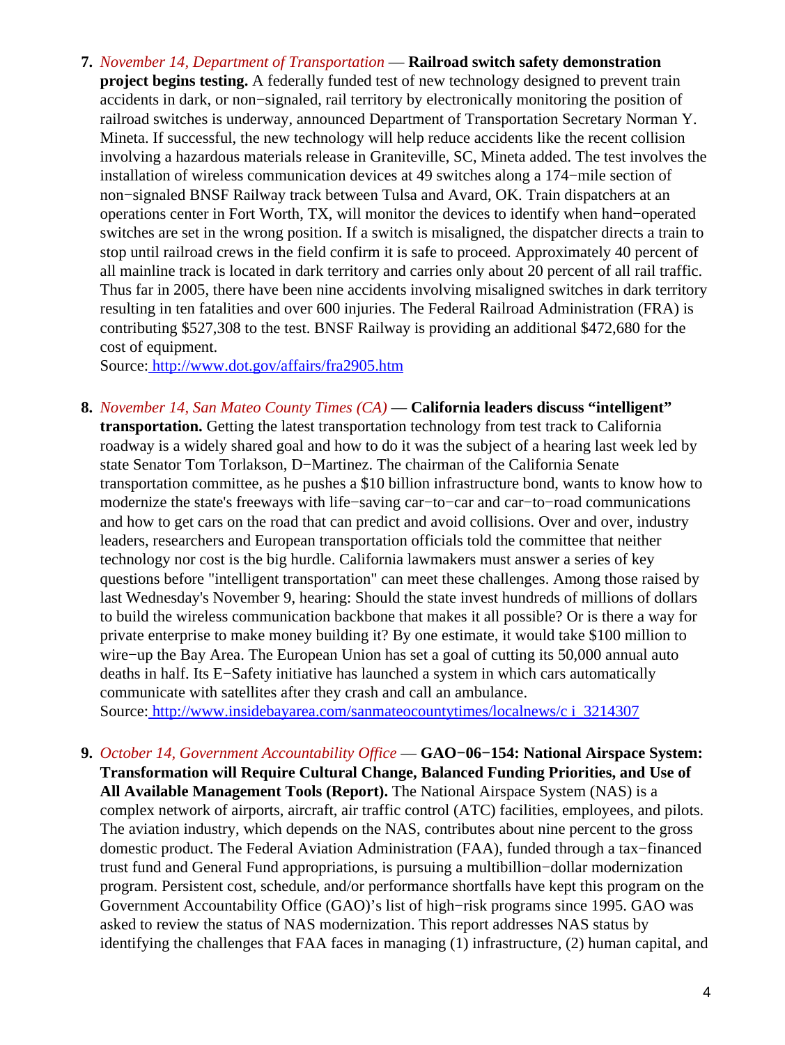7. *November 14, Department of Transportation* — **Railroad switch safety demonstration project begins testing.** A federally funded test of new technology designed to prevent train accidents in dark, or non−signaled, rail territory by electronically monitoring the position of railroad switches is underway, announced Department of Transportation Secretary Norman Y. Mineta. If successful, the new technology will help reduce accidents like the recent collision involving a hazardous materials release in Graniteville, SC, Mineta added. The test involves the installation of wireless communication devices at 49 switches along a 174−mile section of non−signaled BNSF Railway track between Tulsa and Avard, OK. Train dispatchers at an operations center in Fort Worth, TX, will monitor the devices to identify when hand−operated switches are set in the wrong position. If a switch is misaligned, the dispatcher directs a train to stop until railroad crews in the field confirm it is safe to proceed. Approximately 40 percent of all mainline track is located in dark territory and carries only about 20 percent of all rail traffic. Thus far in 2005, there have been nine accidents involving misaligned switches in dark territory resulting in ten fatalities and over 600 injuries. The Federal Railroad Administration (FRA) is contributing $527,308 to the test. BNSF Railway is providing an additional $472,680 for the cost of equipment.
Source: [http://www.dot.gov/affairs/fra2905.htm](http://www.dot.gov/affairs/fra2905.htm)

8. *November 14, San Mateo County Times (CA)* — **California leaders discuss "intelligent" transportation.** Getting the latest transportation technology from test track to California roadway is a widely shared goal and how to do it was the subject of a hearing last week led by state Senator Tom Torlakson, D−Martinez. The chairman of the California Senate transportation committee, as he pushes a $10 billion infrastructure bond, wants to know how to modernize the state's freeways with life−saving car−to−car and car−to−road communications and how to get cars on the road that can predict and avoid collisions. Over and over, industry leaders, researchers and European transportation officials told the committee that neither technology nor cost is the big hurdle. California lawmakers must answer a series of key questions before "intelligent transportation" can meet these challenges. Among those raised by last Wednesday's November 9, hearing: Should the state invest hundreds of millions of dollars to build the wireless communication backbone that makes it all possible? Or is there a way for private enterprise to make money building it? By one estimate, it would take $100 million to wire−up the Bay Area. The European Union has set a goal of cutting its 50,000 annual auto deaths in half. Its E−Safety initiative has launched a system in which cars automatically communicate with satellites after they crash and call an ambulance.
Source: [http://www.insidebayarea.com/sanmateocountytimes/localnews/c i_3214307](http://www.insidebayarea.com/sanmateocountytimes/localnews/ci_3214307)

9. *October 14, Government Accountability Office* — **GAO−06−154: National Airspace System: Transformation will Require Cultural Change, Balanced Funding Priorities, and Use of All Available Management Tools (Report).** The National Airspace System (NAS) is a complex network of airports, aircraft, air traffic control (ATC) facilities, employees, and pilots. The aviation industry, which depends on the NAS, contributes about nine percent to the gross domestic product. The Federal Aviation Administration (FAA), funded through a tax−financed trust fund and General Fund appropriations, is pursuing a multibillion−dollar modernization program. Persistent cost, schedule, and/or performance shortfalls have kept this program on the Government Accountability Office (GAO)'s list of high−risk programs since 1995. GAO was asked to review the status of NAS modernization. This report addresses NAS status by identifying the challenges that FAA faces in managing (1) infrastructure, (2) human capital, and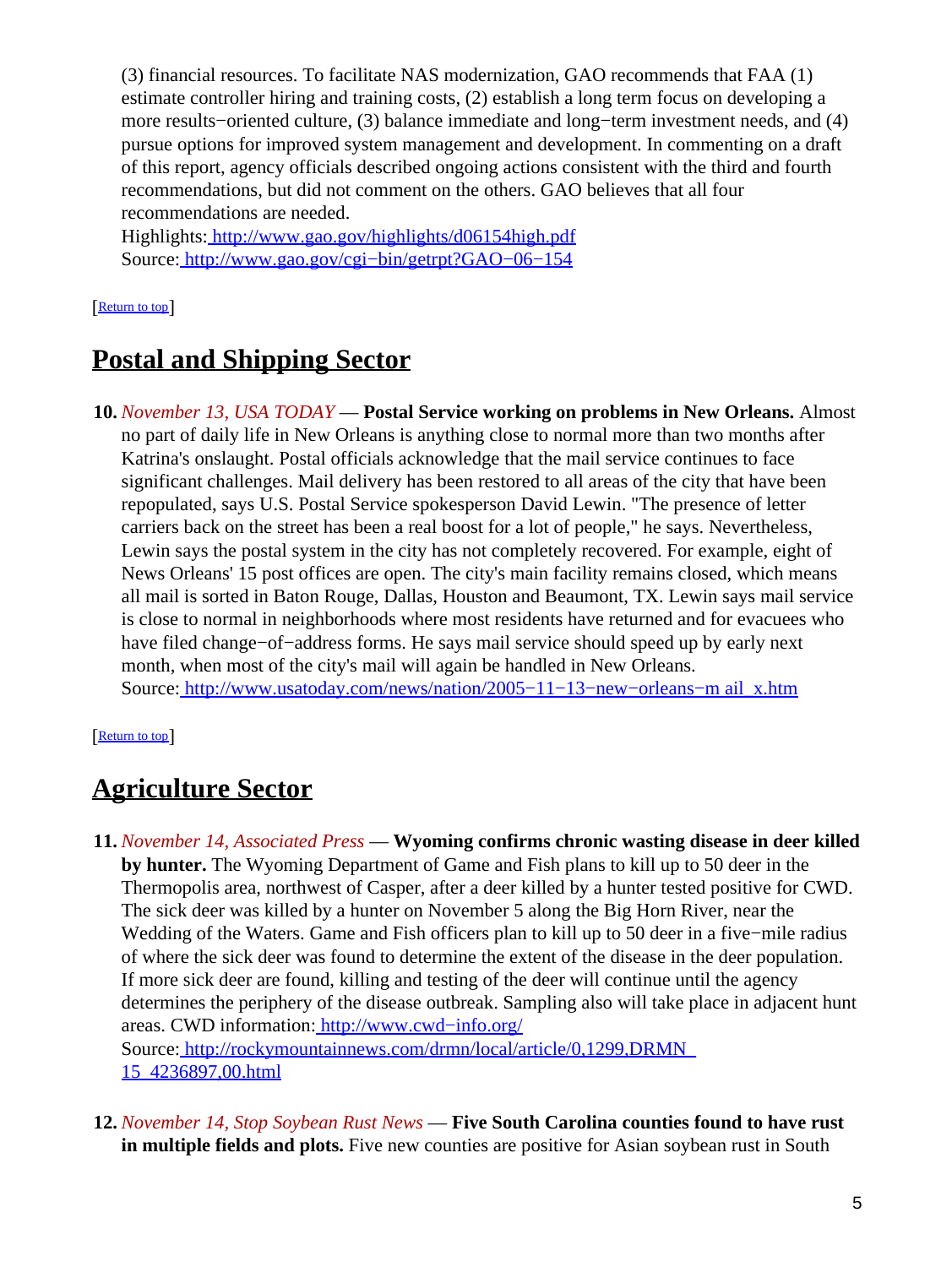(3) financial resources. To facilitate NAS modernization, GAO recommends that FAA (1) estimate controller hiring and training costs, (2) establish a long term focus on developing a more results−oriented culture, (3) balance immediate and long−term investment needs, and (4) pursue options for improved system management and development. In commenting on a draft of this report, agency officials described ongoing actions consistent with the third and fourth recommendations, but did not comment on the others. GAO believes that all four recommendations are needed.
Highlights: http://www.gao.gov/highlights/d06154high.pdf
Source: http://www.gao.gov/cgi−bin/getrpt?GAO−06−154

[Return to top]

## Postal and Shipping Sector

**10.** *November 13, USA TODAY* — **Postal Service working on problems in New Orleans.** Almost no part of daily life in New Orleans is anything close to normal more than two months after Katrina's onslaught. Postal officials acknowledge that the mail service continues to face significant challenges. Mail delivery has been restored to all areas of the city that have been repopulated, says U.S. Postal Service spokesperson David Lewin. "The presence of letter carriers back on the street has been a real boost for a lot of people," he says. Nevertheless, Lewin says the postal system in the city has not completely recovered. For example, eight of News Orleans' 15 post offices are open. The city's main facility remains closed, which means all mail is sorted in Baton Rouge, Dallas, Houston and Beaumont, TX. Lewin says mail service is close to normal in neighborhoods where most residents have returned and for evacuees who have filed change−of−address forms. He says mail service should speed up by early next month, when most of the city's mail will again be handled in New Orleans.
Source: http://www.usatoday.com/news/nation/2005−11−13−new−orleans−m ail_x.htm

[Return to top]

## Agriculture Sector

**11.** *November 14, Associated Press* — **Wyoming confirms chronic wasting disease in deer killed by hunter.** The Wyoming Department of Game and Fish plans to kill up to 50 deer in the Thermopolis area, northwest of Casper, after a deer killed by a hunter tested positive for CWD. The sick deer was killed by a hunter on November 5 along the Big Horn River, near the Wedding of the Waters. Game and Fish officers plan to kill up to 50 deer in a five−mile radius of where the sick deer was found to determine the extent of the disease in the deer population. If more sick deer are found, killing and testing of the deer will continue until the agency determines the periphery of the disease outbreak. Sampling also will take place in adjacent hunt areas. CWD information: http://www.cwd−info.org/
Source: http://rockymountainnews.com/drmn/local/article/0,1299,DRMN_15_4236897,00.html

**12.** *November 14, Stop Soybean Rust News* — **Five South Carolina counties found to have rust in multiple fields and plots.** Five new counties are positive for Asian soybean rust in South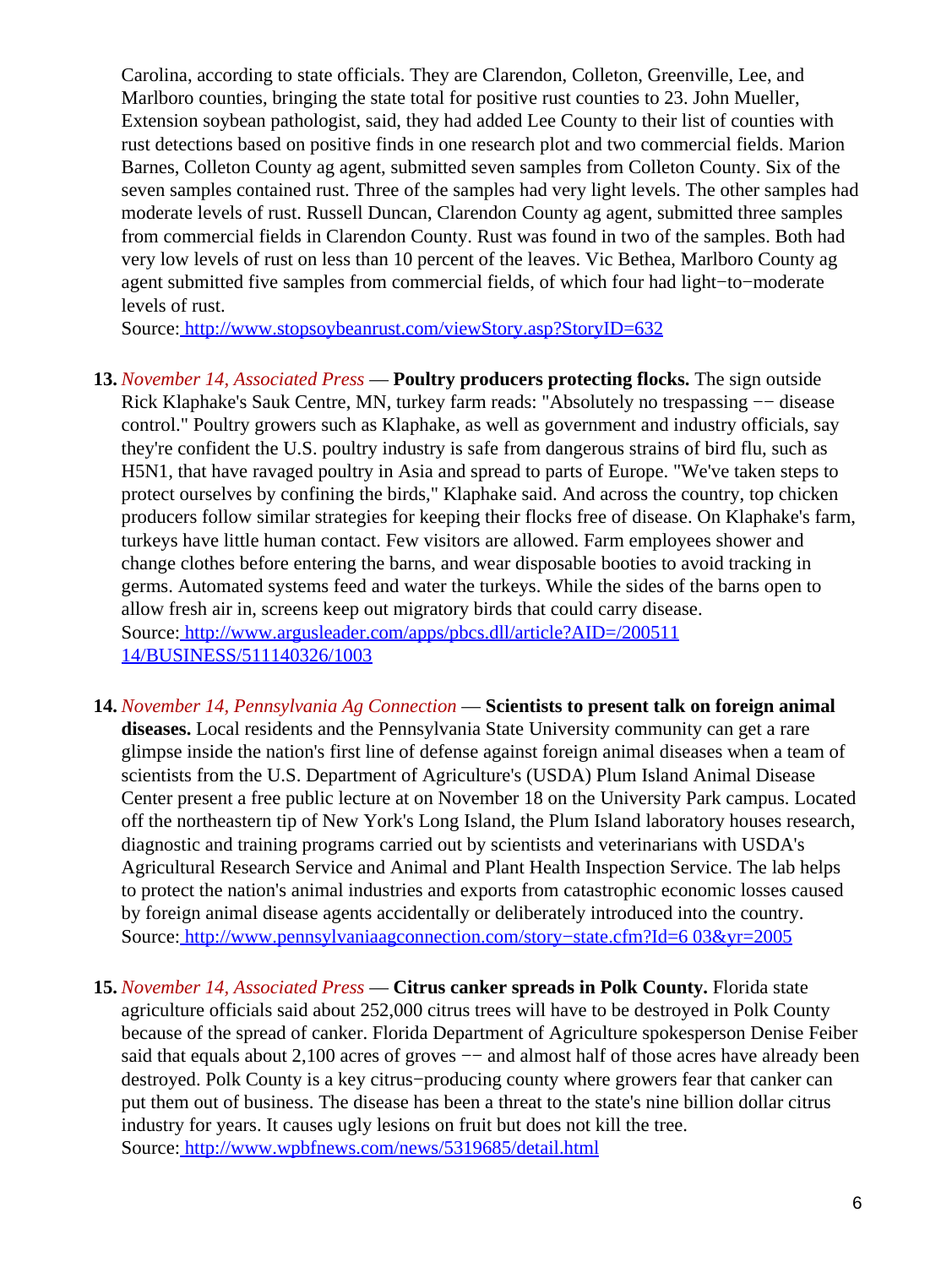Carolina, according to state officials. They are Clarendon, Colleton, Greenville, Lee, and Marlboro counties, bringing the state total for positive rust counties to 23. John Mueller, Extension soybean pathologist, said, they had added Lee County to their list of counties with rust detections based on positive finds in one research plot and two commercial fields. Marion Barnes, Colleton County ag agent, submitted seven samples from Colleton County. Six of the seven samples contained rust. Three of the samples had very light levels. The other samples had moderate levels of rust. Russell Duncan, Clarendon County ag agent, submitted three samples from commercial fields in Clarendon County. Rust was found in two of the samples. Both had very low levels of rust on less than 10 percent of the leaves. Vic Bethea, Marlboro County ag agent submitted five samples from commercial fields, of which four had light−to−moderate levels of rust.
Source: [http://www.stopsoybeanrust.com/viewStory.asp?StoryID=632](http://www.stopsoybeanrust.com/viewStory.asp?StoryID=632)

13. *November 14, Associated Press* — **Poultry producers protecting flocks.** The sign outside Rick Klaphake's Sauk Centre, MN, turkey farm reads: "Absolutely no trespassing −− disease control." Poultry growers such as Klaphake, as well as government and industry officials, say they're confident the U.S. poultry industry is safe from dangerous strains of bird flu, such as H5N1, that have ravaged poultry in Asia and spread to parts of Europe. "We've taken steps to protect ourselves by confining the birds," Klaphake said. And across the country, top chicken producers follow similar strategies for keeping their flocks free of disease. On Klaphake's farm, turkeys have little human contact. Few visitors are allowed. Farm employees shower and change clothes before entering the barns, and wear disposable booties to avoid tracking in germs. Automated systems feed and water the turkeys. While the sides of the barns open to allow fresh air in, screens keep out migratory birds that could carry disease.
Source: [http://www.argusleader.com/apps/pbcs.dll/article?AID=/20051114/BUSINESS/511140326/1003](http://www.argusleader.com/apps/pbcs.dll/article?AID=/20051114/BUSINESS/511140326/1003)

14. *November 14, Pennsylvania Ag Connection* — **Scientists to present talk on foreign animal diseases.** Local residents and the Pennsylvania State University community can get a rare glimpse inside the nation's first line of defense against foreign animal diseases when a team of scientists from the U.S. Department of Agriculture's (USDA) Plum Island Animal Disease Center present a free public lecture at on November 18 on the University Park campus. Located off the northeastern tip of New York's Long Island, the Plum Island laboratory houses research, diagnostic and training programs carried out by scientists and veterinarians with USDA's Agricultural Research Service and Animal and Plant Health Inspection Service. The lab helps to protect the nation's animal industries and exports from catastrophic economic losses caused by foreign animal disease agents accidentally or deliberately introduced into the country.
Source: [http://www.pennsylvaniaagconnection.com/story−state.cfm?Id=603&yr=2005](http://www.pennsylvaniaagconnection.com/story−state.cfm?Id=603&yr=2005)

15. *November 14, Associated Press* — **Citrus canker spreads in Polk County.** Florida state agriculture officials said about 252,000 citrus trees will have to be destroyed in Polk County because of the spread of canker. Florida Department of Agriculture spokesperson Denise Feiber said that equals about 2,100 acres of groves −− and almost half of those acres have already been destroyed. Polk County is a key citrus−producing county where growers fear that canker can put them out of business. The disease has been a threat to the state's nine billion dollar citrus industry for years. It causes ugly lesions on fruit but does not kill the tree.
Source: [http://www.wpbfnews.com/news/5319685/detail.html](http://www.wpbfnews.com/news/5319685/detail.html)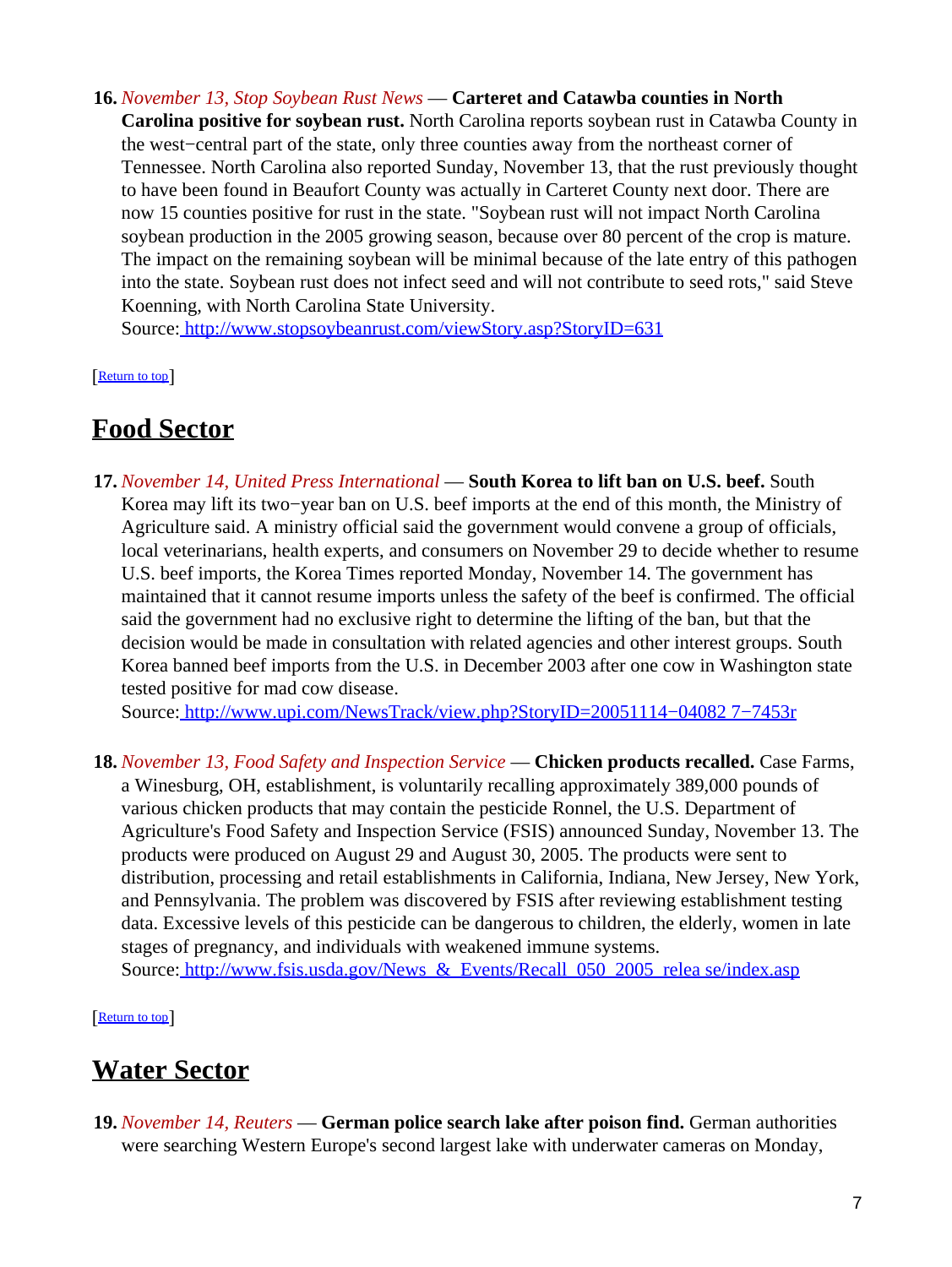16. *November 13, Stop Soybean Rust News* — **Carteret and Catawba counties in North Carolina positive for soybean rust.** North Carolina reports soybean rust in Catawba County in the west−central part of the state, only three counties away from the northeast corner of Tennessee. North Carolina also reported Sunday, November 13, that the rust previously thought to have been found in Beaufort County was actually in Carteret County next door. There are now 15 counties positive for rust in the state. "Soybean rust will not impact North Carolina soybean production in the 2005 growing season, because over 80 percent of the crop is mature. The impact on the remaining soybean will be minimal because of the late entry of this pathogen into the state. Soybean rust does not infect seed and will not contribute to seed rots," said Steve Koenning, with North Carolina State University.
Source: http://www.stopsoybeanrust.com/viewStory.asp?StoryID=631

[Return to top]

# Food Sector

17. *November 14, United Press International* — **South Korea to lift ban on U.S. beef.** South Korea may lift its two−year ban on U.S. beef imports at the end of this month, the Ministry of Agriculture said. A ministry official said the government would convene a group of officials, local veterinarians, health experts, and consumers on November 29 to decide whether to resume U.S. beef imports, the Korea Times reported Monday, November 14. The government has maintained that it cannot resume imports unless the safety of the beef is confirmed. The official said the government had no exclusive right to determine the lifting of the ban, but that the decision would be made in consultation with related agencies and other interest groups. South Korea banned beef imports from the U.S. in December 2003 after one cow in Washington state tested positive for mad cow disease.
Source: http://www.upi.com/NewsTrack/view.php?StoryID=20051114−04082 7−7453r

18. *November 13, Food Safety and Inspection Service* — **Chicken products recalled.** Case Farms, a Winesburg, OH, establishment, is voluntarily recalling approximately 389,000 pounds of various chicken products that may contain the pesticide Ronnel, the U.S. Department of Agriculture's Food Safety and Inspection Service (FSIS) announced Sunday, November 13. The products were produced on August 29 and August 30, 2005. The products were sent to distribution, processing and retail establishments in California, Indiana, New Jersey, New York, and Pennsylvania. The problem was discovered by FSIS after reviewing establishment testing data. Excessive levels of this pesticide can be dangerous to children, the elderly, women in late stages of pregnancy, and individuals with weakened immune systems.
Source: http://www.fsis.usda.gov/News_&_Events/Recall_050_2005_relea se/index.asp

[Return to top]

# Water Sector

19. *November 14, Reuters* — **German police search lake after poison find.** German authorities were searching Western Europe's second largest lake with underwater cameras on Monday,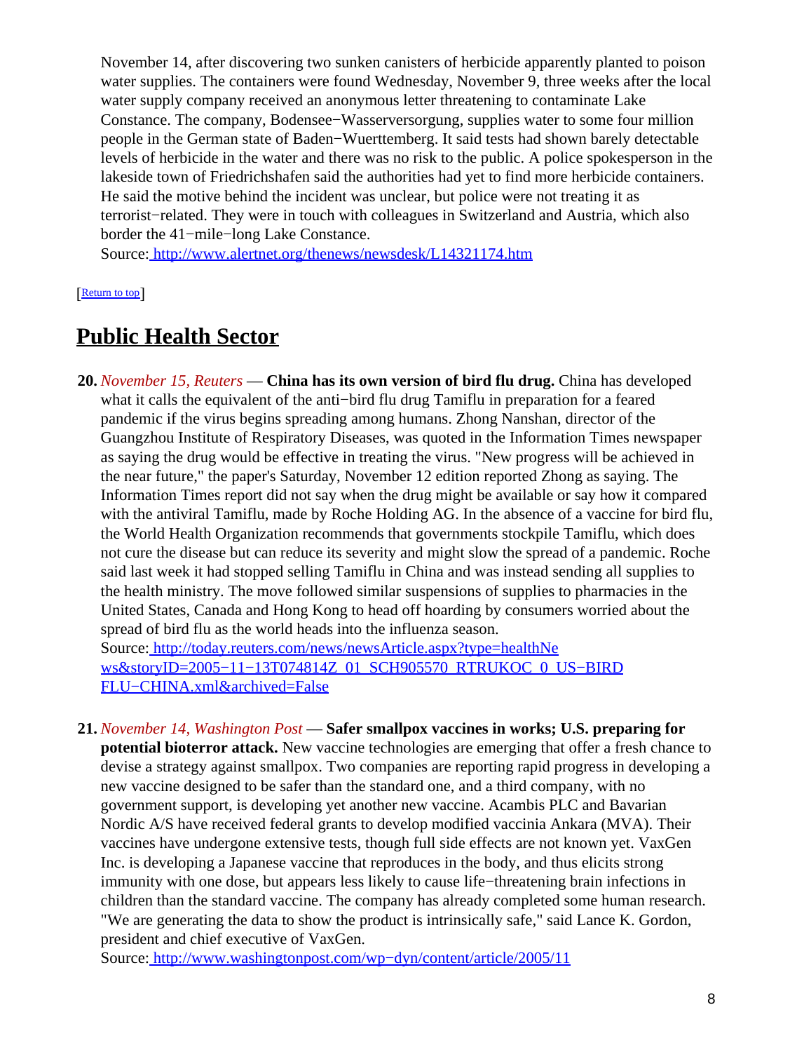November 14, after discovering two sunken canisters of herbicide apparently planted to poison water supplies. The containers were found Wednesday, November 9, three weeks after the local water supply company received an anonymous letter threatening to contaminate Lake Constance. The company, Bodensee−Wasserversorgung, supplies water to some four million people in the German state of Baden−Wuerttemberg. It said tests had shown barely detectable levels of herbicide in the water and there was no risk to the public. A police spokesperson in the lakeside town of Friedrichshafen said the authorities had yet to find more herbicide containers. He said the motive behind the incident was unclear, but police were not treating it as terrorist−related. They were in touch with colleagues in Switzerland and Austria, which also border the 41−mile−long Lake Constance.
Source: http://www.alertnet.org/thenews/newsdesk/L14321174.htm

[Return to top]

## Public Health Sector

20. *November 15, Reuters* — **China has its own version of bird flu drug.** China has developed what it calls the equivalent of the anti−bird flu drug Tamiflu in preparation for a feared pandemic if the virus begins spreading among humans. Zhong Nanshan, director of the Guangzhou Institute of Respiratory Diseases, was quoted in the Information Times newspaper as saying the drug would be effective in treating the virus. "New progress will be achieved in the near future," the paper's Saturday, November 12 edition reported Zhong as saying. The Information Times report did not say when the drug might be available or say how it compared with the antiviral Tamiflu, made by Roche Holding AG. In the absence of a vaccine for bird flu, the World Health Organization recommends that governments stockpile Tamiflu, which does not cure the disease but can reduce its severity and might slow the spread of a pandemic. Roche said last week it had stopped selling Tamiflu in China and was instead sending all supplies to the health ministry. The move followed similar suspensions of supplies to pharmacies in the United States, Canada and Hong Kong to head off hoarding by consumers worried about the spread of bird flu as the world heads into the influenza season.
Source: http://today.reuters.com/news/newsArticle.aspx?type=healthNews&storyID=2005−11−13T074814Z_01_SCH905570_RTRUKOC_0_US−BIRDFLU−CHINA.xml&archived=False

21. *November 14, Washington Post* — **Safer smallpox vaccines in works; U.S. preparing for potential bioterror attack.** New vaccine technologies are emerging that offer a fresh chance to devise a strategy against smallpox. Two companies are reporting rapid progress in developing a new vaccine designed to be safer than the standard one, and a third company, with no government support, is developing yet another new vaccine. Acambis PLC and Bavarian Nordic A/S have received federal grants to develop modified vaccinia Ankara (MVA). Their vaccines have undergone extensive tests, though full side effects are not known yet. VaxGen Inc. is developing a Japanese vaccine that reproduces in the body, and thus elicits strong immunity with one dose, but appears less likely to cause life−threatening brain infections in children than the standard vaccine. The company has already completed some human research. "We are generating the data to show the product is intrinsically safe," said Lance K. Gordon, president and chief executive of VaxGen.
Source: http://www.washingtonpost.com/wp−dyn/content/article/2005/11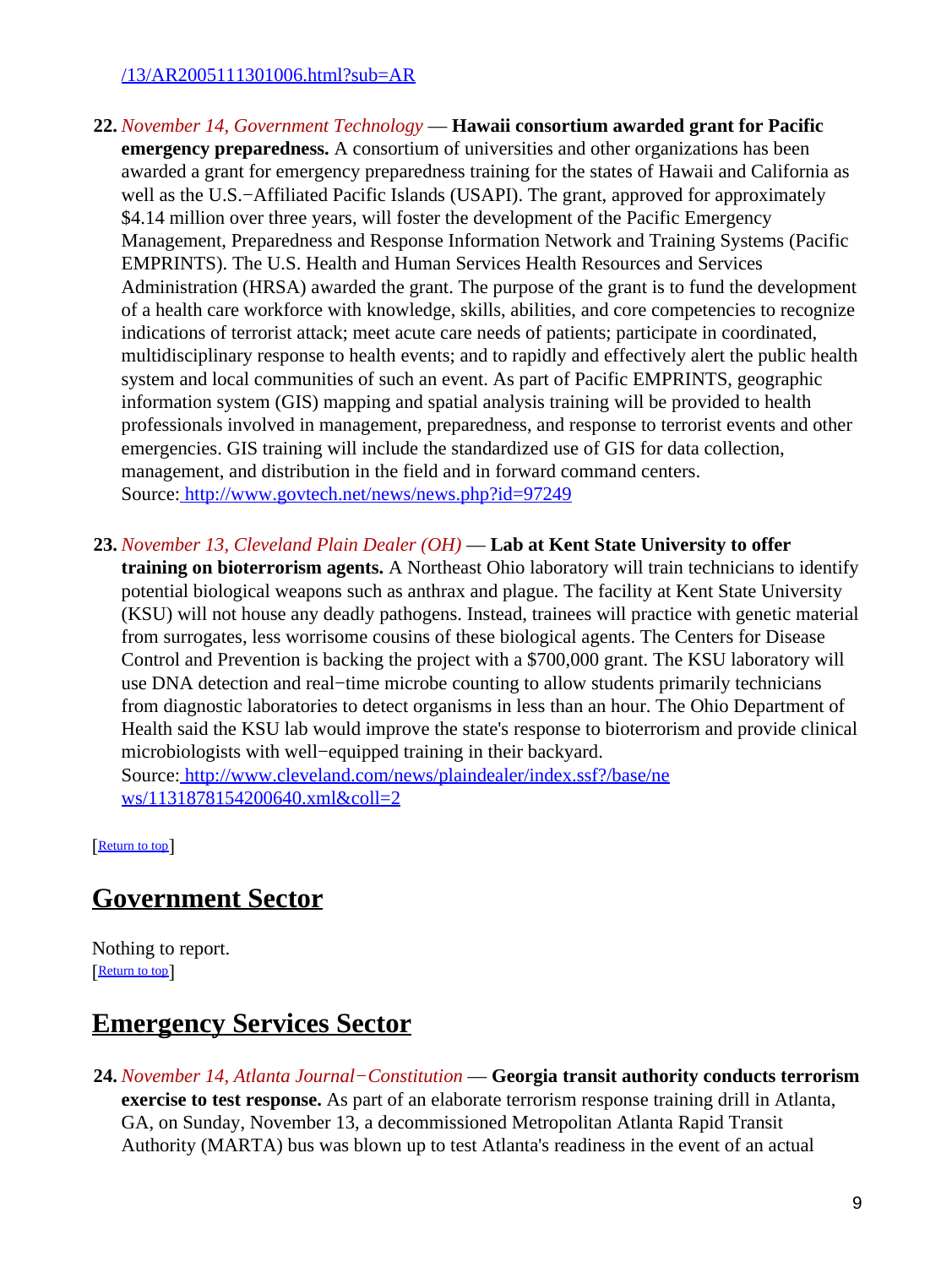[/13/AR2005111301006.html?sub=AR](/13/AR2005111301006.html?sub=AR)

22. *November 14, Government Technology* — **Hawaii consortium awarded grant for Pacific emergency preparedness.** A consortium of universities and other organizations has been awarded a grant for emergency preparedness training for the states of Hawaii and California as well as the U.S.−Affiliated Pacific Islands (USAPI). The grant, approved for approximately $4.14 million over three years, will foster the development of the Pacific Emergency Management, Preparedness and Response Information Network and Training Systems (Pacific EMPRINTS). The U.S. Health and Human Services Health Resources and Services Administration (HRSA) awarded the grant. The purpose of the grant is to fund the development of a health care workforce with knowledge, skills, abilities, and core competencies to recognize indications of terrorist attack; meet acute care needs of patients; participate in coordinated, multidisciplinary response to health events; and to rapidly and effectively alert the public health system and local communities of such an event. As part of Pacific EMPRINTS, geographic information system (GIS) mapping and spatial analysis training will be provided to health professionals involved in management, preparedness, and response to terrorist events and other emergencies. GIS training will include the standardized use of GIS for data collection, management, and distribution in the field and in forward command centers.
Source: [http://www.govtech.net/news/news.php?id=97249](http://www.govtech.net/news/news.php?id=97249)

23. *November 13, Cleveland Plain Dealer (OH)* — **Lab at Kent State University to offer training on bioterrorism agents.** A Northeast Ohio laboratory will train technicians to identify potential biological weapons such as anthrax and plague. The facility at Kent State University (KSU) will not house any deadly pathogens. Instead, trainees will practice with genetic material from surrogates, less worrisome cousins of these biological agents. The Centers for Disease Control and Prevention is backing the project with a $700,000 grant. The KSU laboratory will use DNA detection and real−time microbe counting to allow students primarily technicians from diagnostic laboratories to detect organisms in less than an hour. The Ohio Department of Health said the KSU lab would improve the state's response to bioterrorism and provide clinical microbiologists with well−equipped training in their backyard.
Source: [http://www.cleveland.com/news/plaindealer/index.ssf?/base/news/1131878154200640.xml&coll=2](http://www.cleveland.com/news/plaindealer/index.ssf?/base/news/1131878154200640.xml&coll=2)

[Return to top]

## Government Sector

Nothing to report.
[Return to top]

## Emergency Services Sector

24. *November 14, Atlanta Journal−Constitution* — **Georgia transit authority conducts terrorism exercise to test response.** As part of an elaborate terrorism response training drill in Atlanta, GA, on Sunday, November 13, a decommissioned Metropolitan Atlanta Rapid Transit Authority (MARTA) bus was blown up to test Atlanta's readiness in the event of an actual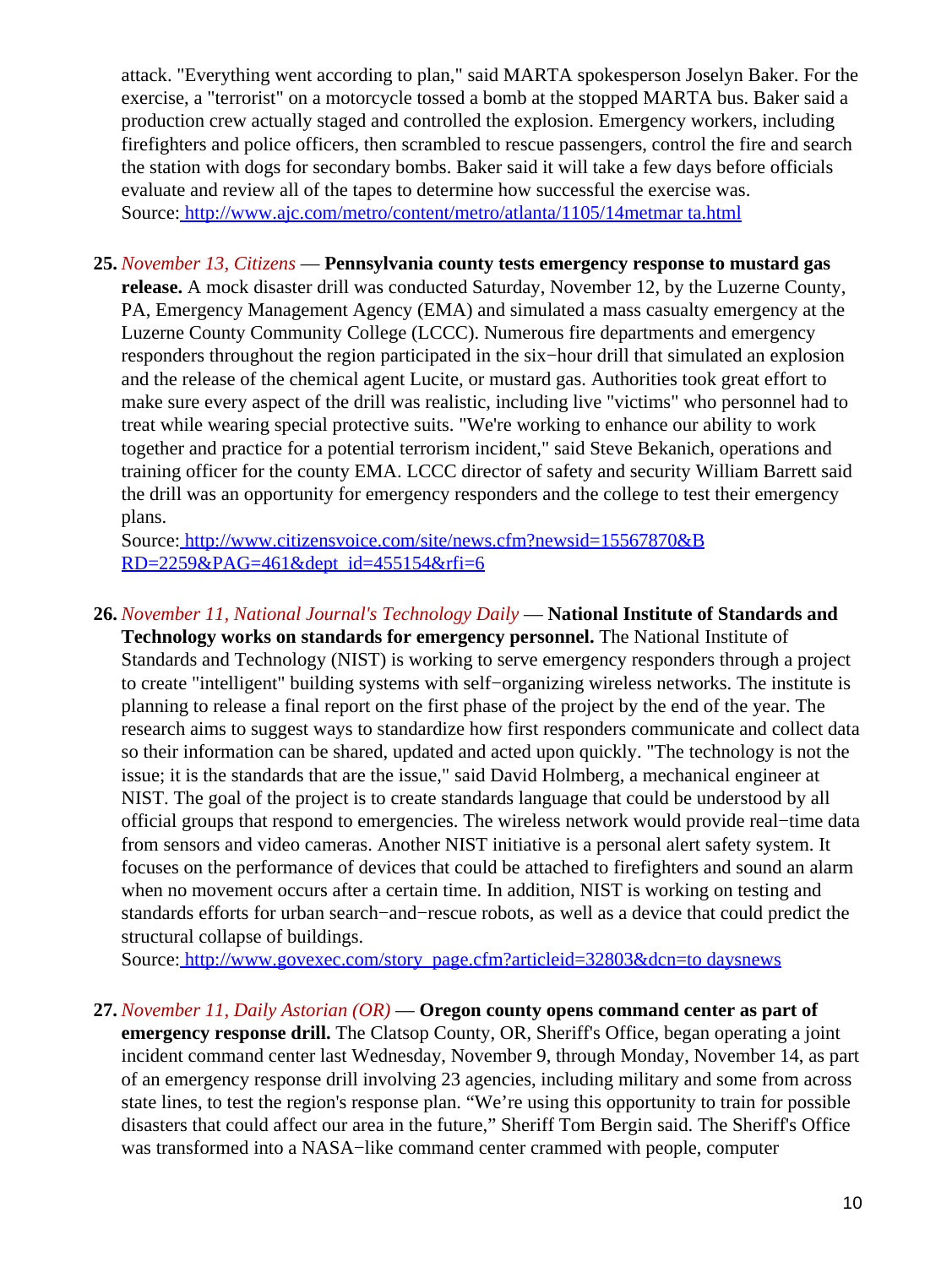attack. "Everything went according to plan," said MARTA spokesperson Joselyn Baker. For the exercise, a "terrorist" on a motorcycle tossed a bomb at the stopped MARTA bus. Baker said a production crew actually staged and controlled the explosion. Emergency workers, including firefighters and police officers, then scrambled to rescue passengers, control the fire and search the station with dogs for secondary bombs. Baker said it will take a few days before officials evaluate and review all of the tapes to determine how successful the exercise was.
Source: http://www.ajc.com/metro/content/metro/atlanta/1105/14metmar ta.html

25. *November 13, Citizens* — **Pennsylvania county tests emergency response to mustard gas release.** A mock disaster drill was conducted Saturday, November 12, by the Luzerne County, PA, Emergency Management Agency (EMA) and simulated a mass casualty emergency at the Luzerne County Community College (LCCC). Numerous fire departments and emergency responders throughout the region participated in the six−hour drill that simulated an explosion and the release of the chemical agent Lucite, or mustard gas. Authorities took great effort to make sure every aspect of the drill was realistic, including live "victims" who personnel had to treat while wearing special protective suits. "We're working to enhance our ability to work together and practice for a potential terrorism incident," said Steve Bekanich, operations and training officer for the county EMA. LCCC director of safety and security William Barrett said the drill was an opportunity for emergency responders and the college to test their emergency plans.
Source: http://www.citizensvoice.com/site/news.cfm?newsid=15567870&BRD=2259&PAG=461&dept_id=455154&rfi=6

26. *November 11, National Journal's Technology Daily* — **National Institute of Standards and Technology works on standards for emergency personnel.** The National Institute of Standards and Technology (NIST) is working to serve emergency responders through a project to create "intelligent" building systems with self−organizing wireless networks. The institute is planning to release a final report on the first phase of the project by the end of the year. The research aims to suggest ways to standardize how first responders communicate and collect data so their information can be shared, updated and acted upon quickly. "The technology is not the issue; it is the standards that are the issue," said David Holmberg, a mechanical engineer at NIST. The goal of the project is to create standards language that could be understood by all official groups that respond to emergencies. The wireless network would provide real−time data from sensors and video cameras. Another NIST initiative is a personal alert safety system. It focuses on the performance of devices that could be attached to firefighters and sound an alarm when no movement occurs after a certain time. In addition, NIST is working on testing and standards efforts for urban search−and−rescue robots, as well as a device that could predict the structural collapse of buildings.
Source: http://www.govexec.com/story_page.cfm?articleid=32803&dcn=to daysnews

27. *November 11, Daily Astorian (OR)* — **Oregon county opens command center as part of emergency response drill.** The Clatsop County, OR, Sheriff's Office, began operating a joint incident command center last Wednesday, November 9, through Monday, November 14, as part of an emergency response drill involving 23 agencies, including military and some from across state lines, to test the region's response plan. "We're using this opportunity to train for possible disasters that could affect our area in the future," Sheriff Tom Bergin said. The Sheriff's Office was transformed into a NASA−like command center crammed with people, computer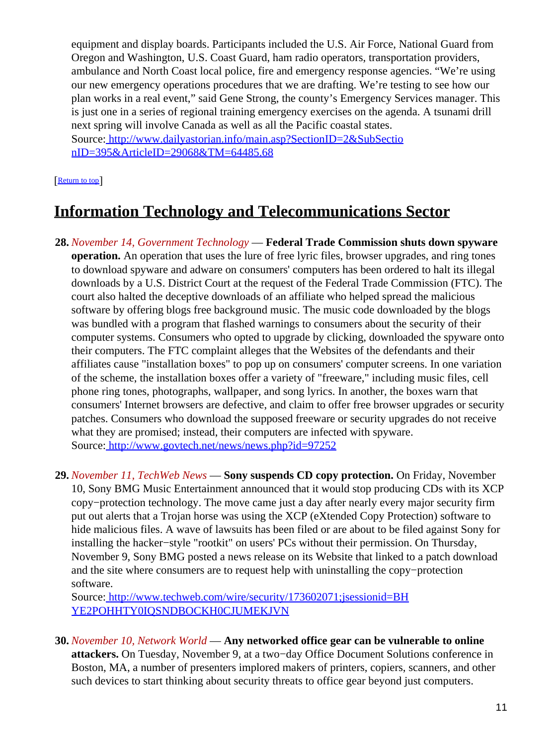equipment and display boards. Participants included the U.S. Air Force, National Guard from Oregon and Washington, U.S. Coast Guard, ham radio operators, transportation providers, ambulance and North Coast local police, fire and emergency response agencies. “We’re using our new emergency operations procedures that we are drafting. We’re testing to see how our plan works in a real event,” said Gene Strong, the county’s Emergency Services manager. This is just one in a series of regional training emergency exercises on the agenda. A tsunami drill next spring will involve Canada as well as all the Pacific coastal states.
Source: http://www.dailyastorian.info/main.asp?SectionID=2&SubSectionID=395&ArticleID=29068&TM=64485.68

[Return to top]

# Information Technology and Telecommunications Sector

**28.** *November 14, Government Technology* — **Federal Trade Commission shuts down spyware operation.** An operation that uses the lure of free lyric files, browser upgrades, and ring tones to download spyware and adware on consumers' computers has been ordered to halt its illegal downloads by a U.S. District Court at the request of the Federal Trade Commission (FTC). The court also halted the deceptive downloads of an affiliate who helped spread the malicious software by offering blogs free background music. The music code downloaded by the blogs was bundled with a program that flashed warnings to consumers about the security of their computer systems. Consumers who opted to upgrade by clicking, downloaded the spyware onto their computers. The FTC complaint alleges that the Websites of the defendants and their affiliates cause "installation boxes" to pop up on consumers' computer screens. In one variation of the scheme, the installation boxes offer a variety of "freeware," including music files, cell phone ring tones, photographs, wallpaper, and song lyrics. In another, the boxes warn that consumers' Internet browsers are defective, and claim to offer free browser upgrades or security patches. Consumers who download the supposed freeware or security upgrades do not receive what they are promised; instead, their computers are infected with spyware.
Source: http://www.govtech.net/news/news.php?id=97252

**29.** *November 11, TechWeb News* — **Sony suspends CD copy protection.** On Friday, November 10, Sony BMG Music Entertainment announced that it would stop producing CDs with its XCP copy−protection technology. The move came just a day after nearly every major security firm put out alerts that a Trojan horse was using the XCP (eXtended Copy Protection) software to hide malicious files. A wave of lawsuits has been filed or are about to be filed against Sony for installing the hacker−style "rootkit" on users' PCs without their permission. On Thursday, November 9, Sony BMG posted a news release on its Website that linked to a patch download and the site where consumers are to request help with uninstalling the copy−protection software.
Source: http://www.techweb.com/wire/security/173602071;jsessionid=BHYE2POHHTY0IQSNDBOCKH0CJUMEKJVN

**30.** *November 10, Network World* — **Any networked office gear can be vulnerable to online attackers.** On Tuesday, November 9, at a two−day Office Document Solutions conference in Boston, MA, a number of presenters implored makers of printers, copiers, scanners, and other such devices to start thinking about security threats to office gear beyond just computers.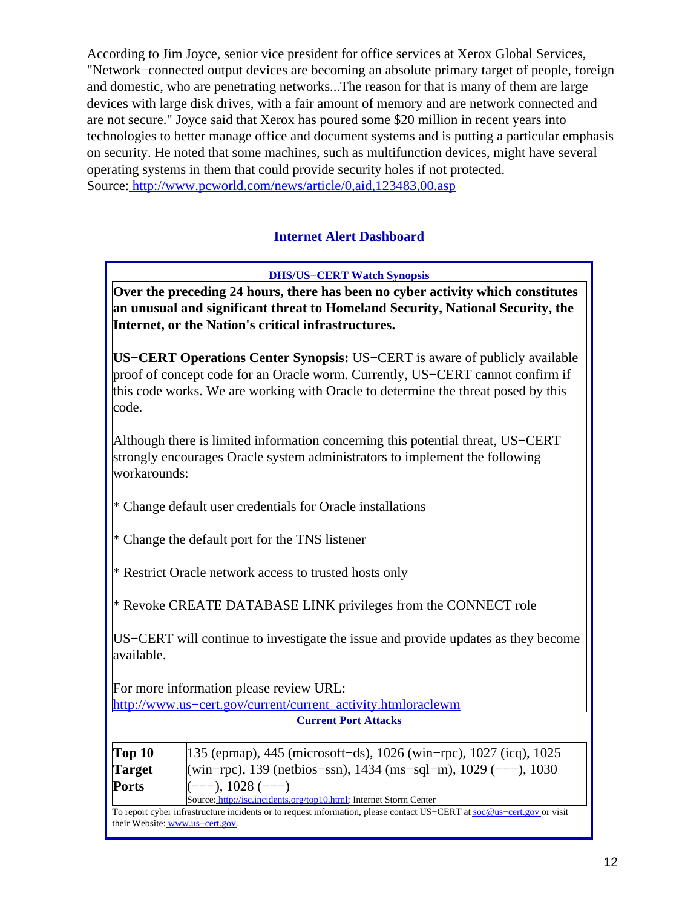According to Jim Joyce, senior vice president for office services at Xerox Global Services, "Network−connected output devices are becoming an absolute primary target of people, foreign and domestic, who are penetrating networks...The reason for that is many of them are large devices with large disk drives, with a fair amount of memory and are network connected and are not secure." Joyce said that Xerox has poured some $20 million in recent years into technologies to better manage office and document systems and is putting a particular emphasis on security. He noted that some machines, such as multifunction devices, might have several operating systems in them that could provide security holes if not protected.
Source: http://www.pcworld.com/news/article/0,aid,123483,00.asp

## Internet Alert Dashboard

### DHS/US−CERT Watch Synopsis

**Over the preceding 24 hours, there has been no cyber activity which constitutes an unusual and significant threat to Homeland Security, National Security, the Internet, or the Nation's critical infrastructures.**

**US−CERT Operations Center Synopsis:** US−CERT is aware of publicly available proof of concept code for an Oracle worm. Currently, US−CERT cannot confirm if this code works. We are working with Oracle to determine the threat posed by this code.

Although there is limited information concerning this potential threat, US−CERT strongly encourages Oracle system administrators to implement the following workarounds:

* Change default user credentials for Oracle installations

* Change the default port for the TNS listener

* Restrict Oracle network access to trusted hosts only

* Revoke CREATE DATABASE LINK privileges from the CONNECT role

US−CERT will continue to investigate the issue and provide updates as they become available.

For more information please review URL:
http://www.us−cert.gov/current/current_activity.htmloraclewm

### Current Port Attacks

| **Top 10 Target Ports** | 135 (epmap), 445 (microsoft−ds), 1026 (win−rpc), 1027 (icq), 1025 (win−rpc), 139 (netbios−ssn), 1434 (ms−sql−m), 1029 (−−−), 1030 (−−−), 1028 (−−−)<br>Source: http://isc.incidents.org/top10.html; Internet Storm Center |
|---|---|

To report cyber infrastructure incidents or to request information, please contact US−CERT at soc@us−cert.gov or visit their Website: www.us−cert.gov.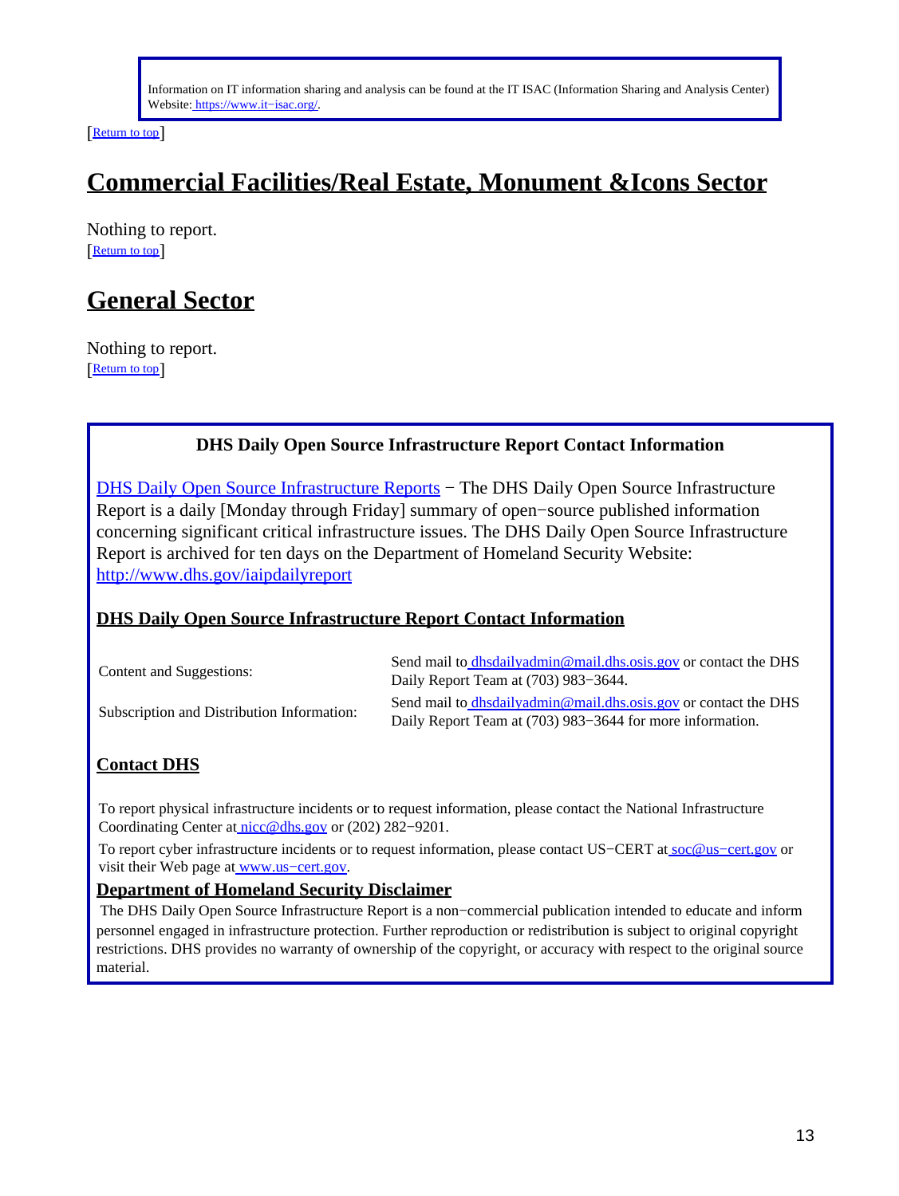Information on IT information sharing and analysis can be found at the IT ISAC (Information Sharing and Analysis Center) Website: https://www.it−isac.org/.

[Return to top]

# Commercial Facilities/Real Estate, Monument &Icons Sector

Nothing to report.
[Return to top]

# General Sector

Nothing to report.
[Return to top]

**DHS Daily Open Source Infrastructure Report Contact Information**

DHS Daily Open Source Infrastructure Reports − The DHS Daily Open Source Infrastructure Report is a daily [Monday through Friday] summary of open−source published information concerning significant critical infrastructure issues. The DHS Daily Open Source Infrastructure Report is archived for ten days on the Department of Homeland Security Website: http://www.dhs.gov/iaipdailyreport

## DHS Daily Open Source Infrastructure Report Contact Information

| | |
|---|---|
| Content and Suggestions: | Send mail to dhsdailyadmin@mail.dhs.osis.gov or contact the DHS Daily Report Team at (703) 983−3644. |
| Subscription and Distribution Information: | Send mail to dhsdailyadmin@mail.dhs.osis.gov or contact the DHS Daily Report Team at (703) 983−3644 for more information. |

## Contact DHS

To report physical infrastructure incidents or to request information, please contact the National Infrastructure Coordinating Center at nicc@dhs.gov or (202) 282−9201.

To report cyber infrastructure incidents or to request information, please contact US−CERT at soc@us−cert.gov or visit their Web page at www.us−cert.gov.

## Department of Homeland Security Disclaimer

The DHS Daily Open Source Infrastructure Report is a non−commercial publication intended to educate and inform personnel engaged in infrastructure protection. Further reproduction or redistribution is subject to original copyright restrictions. DHS provides no warranty of ownership of the copyright, or accuracy with respect to the original source material.